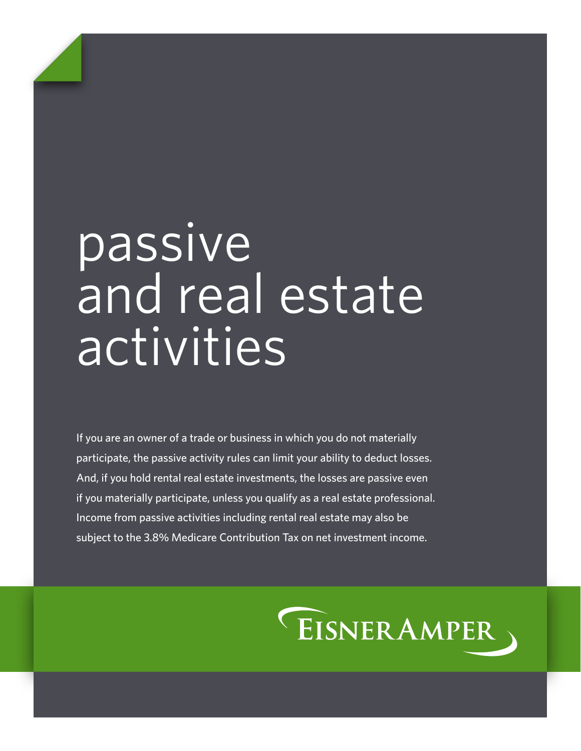# passive and real estate activities

If you are an owner of a trade or business in which you do not materially participate, the passive activity rules can limit your ability to deduct losses. And, if you hold rental real estate investments, the losses are passive even if you materially participate, unless you qualify as a real estate professional. Income from passive activities including rental real estate may also be subject to the 3.8% Medicare Contribution Tax on net investment income.

EisnerAmper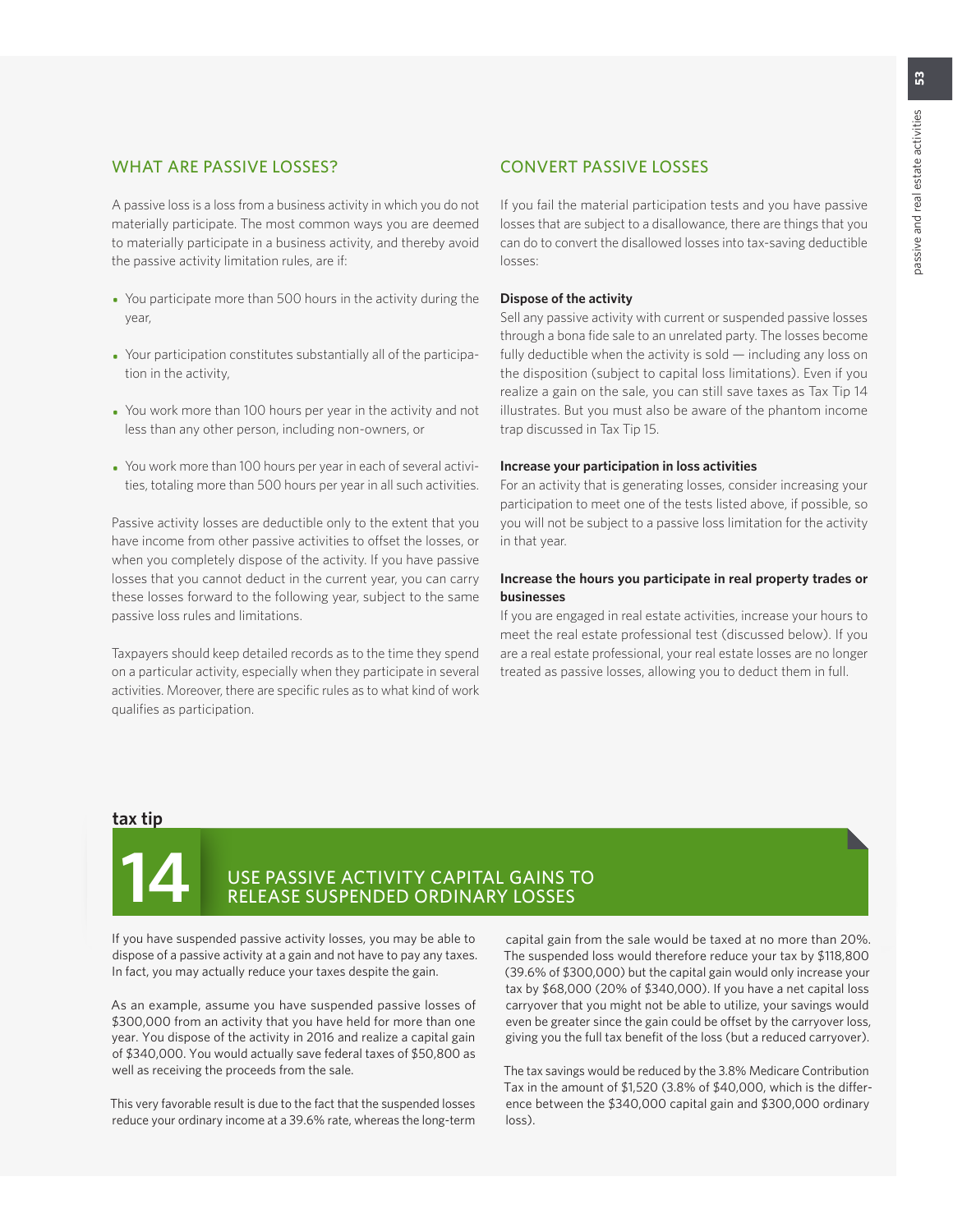## WHAT ARE PASSIVE LOSSES?

A passive loss is a loss from a business activity in which you do not materially participate. The most common ways you are deemed to materially participate in a business activity, and thereby avoid the passive activity limitation rules, are if:

- You participate more than 500 hours in the activity during the year,
- Your participation constitutes substantially all of the participation in the activity,
- You work more than 100 hours per year in the activity and not less than any other person, including non-owners, or
- You work more than 100 hours per year in each of several activities, totaling more than 500 hours per year in all such activities.

Passive activity losses are deductible only to the extent that you have income from other passive activities to offset the losses, or when you completely dispose of the activity. If you have passive losses that you cannot deduct in the current year, you can carry these losses forward to the following year, subject to the same passive loss rules and limitations.

Taxpayers should keep detailed records as to the time they spend on a particular activity, especially when they participate in several activities. Moreover, there are specific rules as to what kind of work qualifies as participation.

## CONVERT PASSIVE LOSSES

If you fail the material participation tests and you have passive losses that are subject to a disallowance, there are things that you can do to convert the disallowed losses into tax-saving deductible losses:

**Dispose of the activity**

Sell any passive activity with current or suspended passive losses through a bona fide sale to an unrelated party. The losses become fully deductible when the activity is sold — including any loss on the disposition (subject to capital loss limitations). Even if you realize a gain on the sale, you can still save taxes as Tax Tip 14 illustrates. But you must also be aware of the phantom income trap discussed in Tax Tip 15.

**Increase your participation in loss activities**

For an activity that is generating losses, consider increasing your participation to meet one of the tests listed above, if possible, so you will not be subject to a passive loss limitation for the activity in that year.

**Increase the hours you participate in real property trades or businesses**

If you are engaged in real estate activities, increase your hours to meet the real estate professional test (discussed below). If you are a real estate professional, your real estate losses are no longer treated as passive losses, allowing you to deduct them in full.

**tax tip**

## 14 USE PASSIVE ACTIVITY CAPITAL GAINS TO RELEASE SUSPENDED ORDINARY LOSSES

If you have suspended passive activity losses, you may be able to dispose of a passive activity at a gain and not have to pay any taxes. In fact, you may actually reduce your taxes despite the gain.

As an example, assume you have suspended passive losses of $300,000 from an activity that you have held for more than one year. You dispose of the activity in 2016 and realize a capital gain of $340,000. You would actually save federal taxes of $50,800 as well as receiving the proceeds from the sale.

This very favorable result is due to the fact that the suspended losses reduce your ordinary income at a 39.6% rate, whereas the long-term capital gain from the sale would be taxed at no more than 20%. The suspended loss would therefore reduce your tax by $118,800 (39.6% of $300,000) but the capital gain would only increase your tax by $68,000 (20% of $340,000). If you have a net capital loss carryover that you might not be able to utilize, your savings would even be greater since the gain could be offset by the carryover loss, giving you the full tax benefit of the loss (but a reduced carryover).

The tax savings would be reduced by the 3.8% Medicare Contribution Tax in the amount of $1,520 (3.8% of $40,000, which is the difference between the $340,000 capital gain and $300,000 ordinary loss).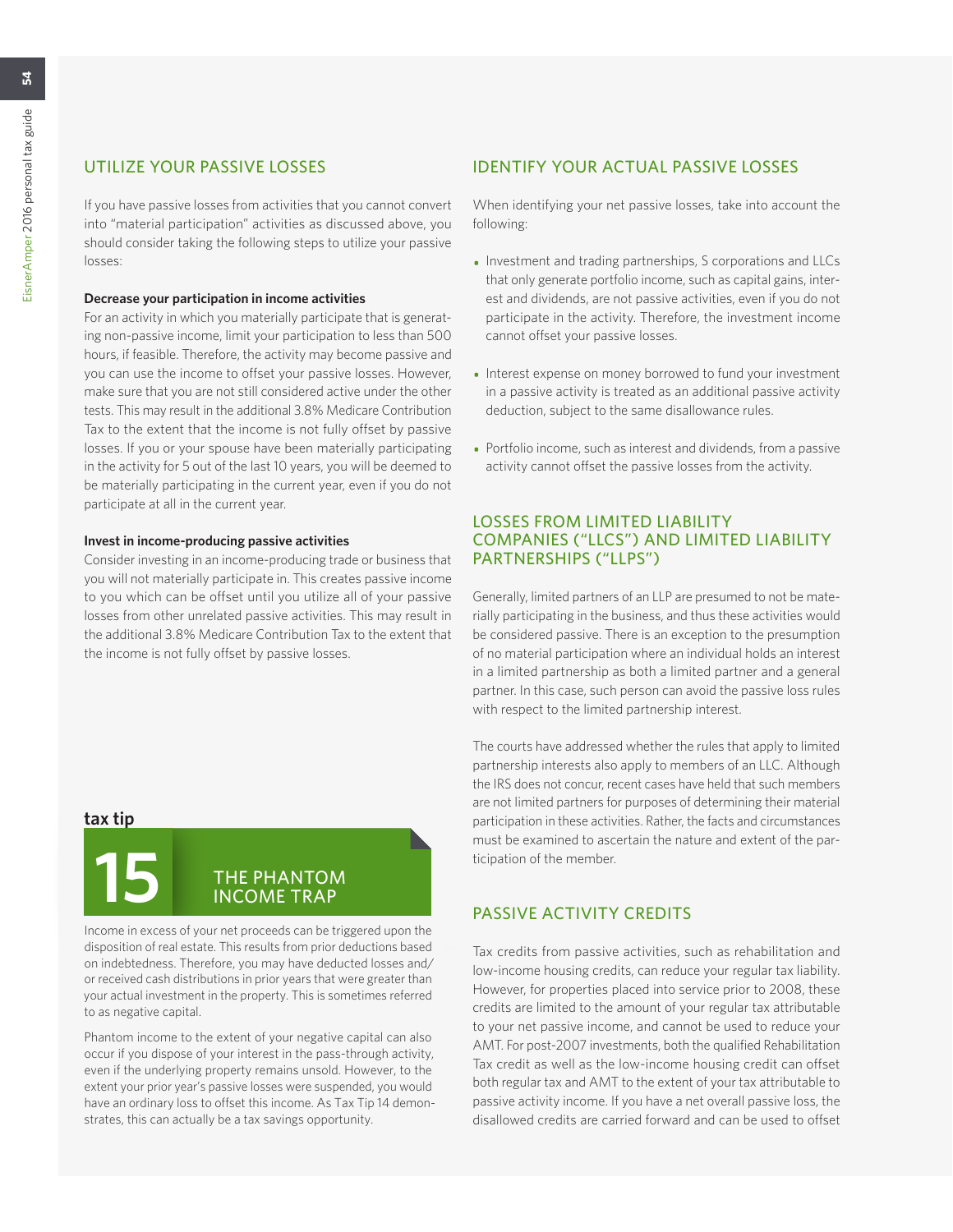## UTILIZE YOUR PASSIVE LOSSES

If you have passive losses from activities that you cannot convert into "material participation" activities as discussed above, you should consider taking the following steps to utilize your passive losses:

**Decrease your participation in income activities**

For an activity in which you materially participate that is generating non-passive income, limit your participation to less than 500 hours, if feasible. Therefore, the activity may become passive and you can use the income to offset your passive losses. However, make sure that you are not still considered active under the other tests. This may result in the additional 3.8% Medicare Contribution Tax to the extent that the income is not fully offset by passive losses. If you or your spouse have been materially participating in the activity for 5 out of the last 10 years, you will be deemed to be materially participating in the current year, even if you do not participate at all in the current year.

**Invest in income-producing passive activities**

Consider investing in an income-producing trade or business that you will not materially participate in. This creates passive income to you which can be offset until you utilize all of your passive losses from other unrelated passive activities. This may result in the additional 3.8% Medicare Contribution Tax to the extent that the income is not fully offset by passive losses.

**tax tip**

### 15 THE PHANTOM INCOME TRAP

Income in excess of your net proceeds can be triggered upon the disposition of real estate. This results from prior deductions based on indebtedness. Therefore, you may have deducted losses and/or received cash distributions in prior years that were greater than your actual investment in the property. This is sometimes referred to as negative capital.

Phantom income to the extent of your negative capital can also occur if you dispose of your interest in the pass-through activity, even if the underlying property remains unsold. However, to the extent your prior year's passive losses were suspended, you would have an ordinary loss to offset this income. As Tax Tip 14 demonstrates, this can actually be a tax savings opportunity.

## IDENTIFY YOUR ACTUAL PASSIVE LOSSES

When identifying your net passive losses, take into account the following:

- Investment and trading partnerships, S corporations and LLCs that only generate portfolio income, such as capital gains, interest and dividends, are not passive activities, even if you do not participate in the activity. Therefore, the investment income cannot offset your passive losses.
- Interest expense on money borrowed to fund your investment in a passive activity is treated as an additional passive activity deduction, subject to the same disallowance rules.
- Portfolio income, such as interest and dividends, from a passive activity cannot offset the passive losses from the activity.

## LOSSES FROM LIMITED LIABILITY COMPANIES ("LLCS") AND LIMITED LIABILITY PARTNERSHIPS ("LLPS")

Generally, limited partners of an LLP are presumed to not be materially participating in the business, and thus these activities would be considered passive. There is an exception to the presumption of no material participation where an individual holds an interest in a limited partnership as both a limited partner and a general partner. In this case, such person can avoid the passive loss rules with respect to the limited partnership interest.

The courts have addressed whether the rules that apply to limited partnership interests also apply to members of an LLC. Although the IRS does not concur, recent cases have held that such members are not limited partners for purposes of determining their material participation in these activities. Rather, the facts and circumstances must be examined to ascertain the nature and extent of the participation of the member.

## PASSIVE ACTIVITY CREDITS

Tax credits from passive activities, such as rehabilitation and low-income housing credits, can reduce your regular tax liability. However, for properties placed into service prior to 2008, these credits are limited to the amount of your regular tax attributable to your net passive income, and cannot be used to reduce your AMT. For post-2007 investments, both the qualified Rehabilitation Tax credit as well as the low-income housing credit can offset both regular tax and AMT to the extent of your tax attributable to passive activity income. If you have a net overall passive loss, the disallowed credits are carried forward and can be used to offset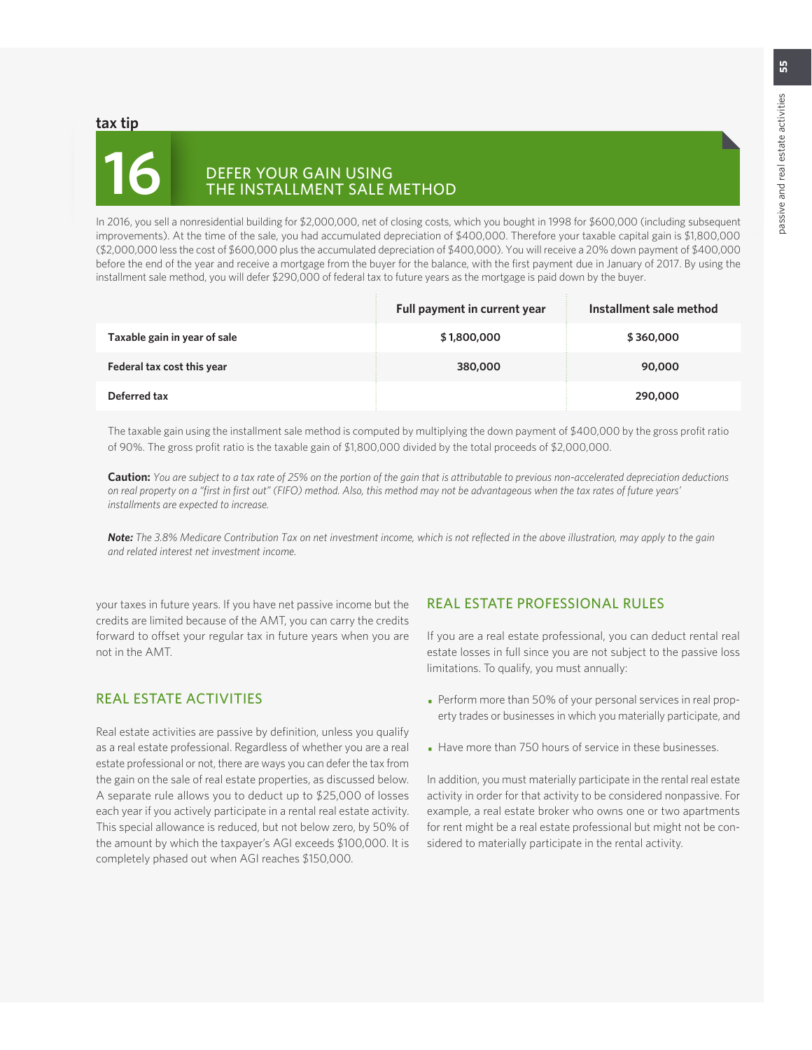tax tip

# 16 DEFER YOUR GAIN USING THE INSTALLMENT SALE METHOD

In 2016, you sell a nonresidential building for $2,000,000, net of closing costs, which you bought in 1998 for $600,000 (including subsequent improvements). At the time of the sale, you had accumulated depreciation of $400,000. Therefore your taxable capital gain is $1,800,000 ($2,000,000 less the cost of $600,000 plus the accumulated depreciation of $400,000). You will receive a 20% down payment of $400,000 before the end of the year and receive a mortgage from the buyer for the balance, with the first payment due in January of 2017. By using the installment sale method, you will defer $290,000 of federal tax to future years as the mortgage is paid down by the buyer.

| | Full payment in current year | Installment sale method |
|---|---|---|
| **Taxable gain in year of sale** | $ 1,800,000 | $ 360,000 |
| **Federal tax cost this year** | 380,000 | 90,000 |
| **Deferred tax** | | 290,000 |

The taxable gain using the installment sale method is computed by multiplying the down payment of $400,000 by the gross profit ratio of 90%. The gross profit ratio is the taxable gain of $1,800,000 divided by the total proceeds of $2,000,000.

**Caution:** *You are subject to a tax rate of 25% on the portion of the gain that is attributable to previous non-accelerated depreciation deductions on real property on a "first in first out" (FIFO) method. Also, this method may not be advantageous when the tax rates of future years' installments are expected to increase.*

***Note:*** *The 3.8% Medicare Contribution Tax on net investment income, which is not reflected in the above illustration, may apply to the gain and related interest net investment income.*

your taxes in future years. If you have net passive income but the credits are limited because of the AMT, you can carry the credits forward to offset your regular tax in future years when you are not in the AMT.

## REAL ESTATE ACTIVITIES

Real estate activities are passive by definition, unless you qualify as a real estate professional. Regardless of whether you are a real estate professional or not, there are ways you can defer the tax from the gain on the sale of real estate properties, as discussed below. A separate rule allows you to deduct up to $25,000 of losses each year if you actively participate in a rental real estate activity. This special allowance is reduced, but not below zero, by 50% of the amount by which the taxpayer's AGI exceeds $100,000. It is completely phased out when AGI reaches $150,000.

## REAL ESTATE PROFESSIONAL RULES

If you are a real estate professional, you can deduct rental real estate losses in full since you are not subject to the passive loss limitations. To qualify, you must annually:

- Perform more than 50% of your personal services in real property trades or businesses in which you materially participate, and
- Have more than 750 hours of service in these businesses.

In addition, you must materially participate in the rental real estate activity in order for that activity to be considered nonpassive. For example, a real estate broker who owns one or two apartments for rent might be a real estate professional but might not be considered to materially participate in the rental activity.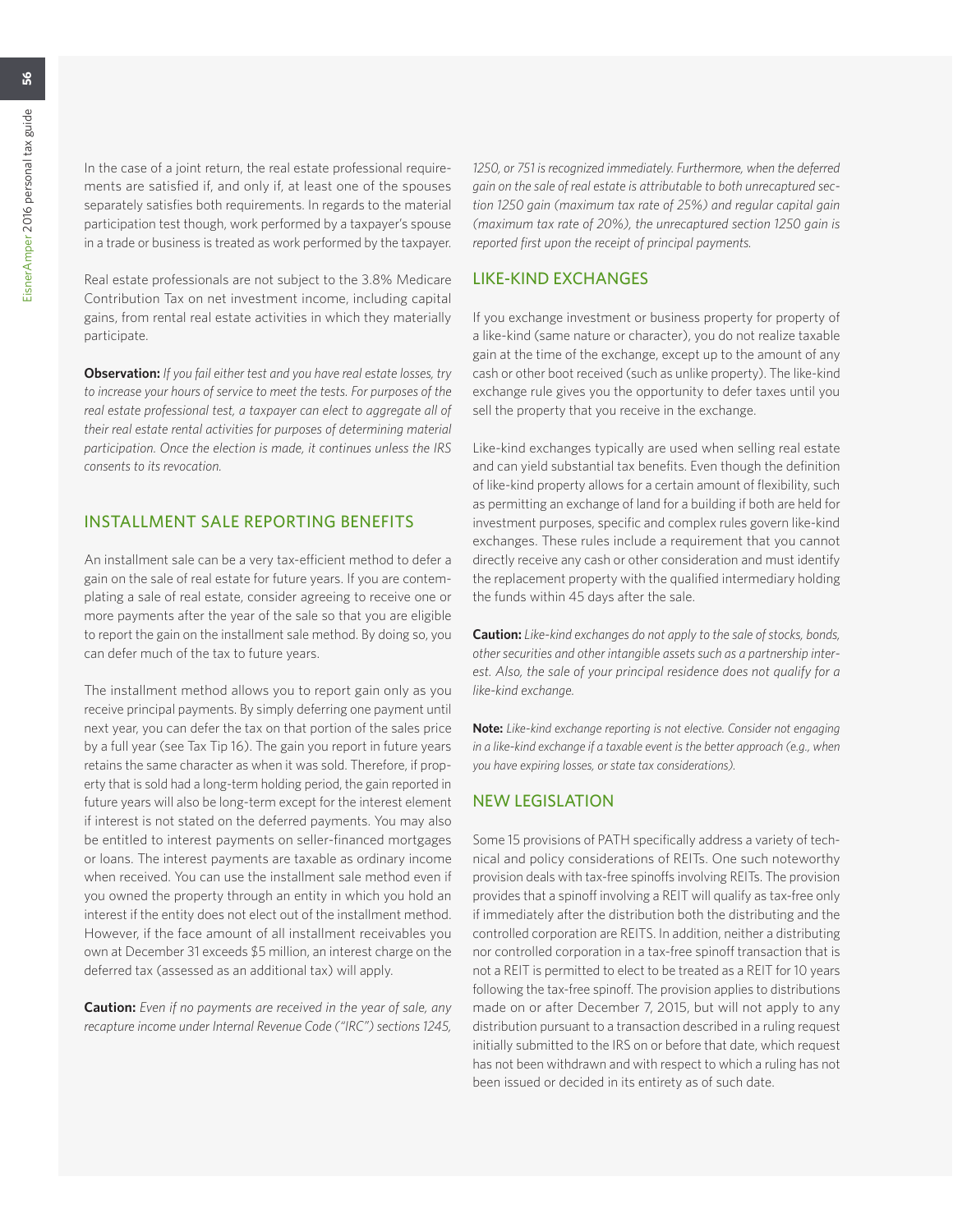In the case of a joint return, the real estate professional requirements are satisfied if, and only if, at least one of the spouses separately satisfies both requirements. In regards to the material participation test though, work performed by a taxpayer's spouse in a trade or business is treated as work performed by the taxpayer.

Real estate professionals are not subject to the 3.8% Medicare Contribution Tax on net investment income, including capital gains, from rental real estate activities in which they materially participate.

**Observation:** *If you fail either test and you have real estate losses, try to increase your hours of service to meet the tests. For purposes of the real estate professional test, a taxpayer can elect to aggregate all of their real estate rental activities for purposes of determining material participation. Once the election is made, it continues unless the IRS consents to its revocation.*

## INSTALLMENT SALE REPORTING BENEFITS

An installment sale can be a very tax-efficient method to defer a gain on the sale of real estate for future years. If you are contemplating a sale of real estate, consider agreeing to receive one or more payments after the year of the sale so that you are eligible to report the gain on the installment sale method. By doing so, you can defer much of the tax to future years.

The installment method allows you to report gain only as you receive principal payments. By simply deferring one payment until next year, you can defer the tax on that portion of the sales price by a full year (see Tax Tip 16). The gain you report in future years retains the same character as when it was sold. Therefore, if property that is sold had a long-term holding period, the gain reported in future years will also be long-term except for the interest element if interest is not stated on the deferred payments. You may also be entitled to interest payments on seller-financed mortgages or loans. The interest payments are taxable as ordinary income when received. You can use the installment sale method even if you owned the property through an entity in which you hold an interest if the entity does not elect out of the installment method. However, if the face amount of all installment receivables you own at December 31 exceeds $5 million, an interest charge on the deferred tax (assessed as an additional tax) will apply.

**Caution:** *Even if no payments are received in the year of sale, any recapture income under Internal Revenue Code ("IRC") sections 1245, 1250, or 751 is recognized immediately. Furthermore, when the deferred gain on the sale of real estate is attributable to both unrecaptured section 1250 gain (maximum tax rate of 25%) and regular capital gain (maximum tax rate of 20%), the unrecaptured section 1250 gain is reported first upon the receipt of principal payments.*

## LIKE-KIND EXCHANGES

If you exchange investment or business property for property of a like-kind (same nature or character), you do not realize taxable gain at the time of the exchange, except up to the amount of any cash or other boot received (such as unlike property). The like-kind exchange rule gives you the opportunity to defer taxes until you sell the property that you receive in the exchange.

Like-kind exchanges typically are used when selling real estate and can yield substantial tax benefits. Even though the definition of like-kind property allows for a certain amount of flexibility, such as permitting an exchange of land for a building if both are held for investment purposes, specific and complex rules govern like-kind exchanges. These rules include a requirement that you cannot directly receive any cash or other consideration and must identify the replacement property with the qualified intermediary holding the funds within 45 days after the sale.

**Caution:** *Like-kind exchanges do not apply to the sale of stocks, bonds, other securities and other intangible assets such as a partnership interest. Also, the sale of your principal residence does not qualify for a like-kind exchange.*

**Note:** *Like-kind exchange reporting is not elective. Consider not engaging in a like-kind exchange if a taxable event is the better approach (e.g., when you have expiring losses, or state tax considerations).*

## NEW LEGISLATION

Some 15 provisions of PATH specifically address a variety of technical and policy considerations of REITs. One such noteworthy provision deals with tax-free spinoffs involving REITs. The provision provides that a spinoff involving a REIT will qualify as tax-free only if immediately after the distribution both the distributing and the controlled corporation are REITS. In addition, neither a distributing nor controlled corporation in a tax-free spinoff transaction that is not a REIT is permitted to elect to be treated as a REIT for 10 years following the tax-free spinoff. The provision applies to distributions made on or after December 7, 2015, but will not apply to any distribution pursuant to a transaction described in a ruling request initially submitted to the IRS on or before that date, which request has not been withdrawn and with respect to which a ruling has not been issued or decided in its entirety as of such date.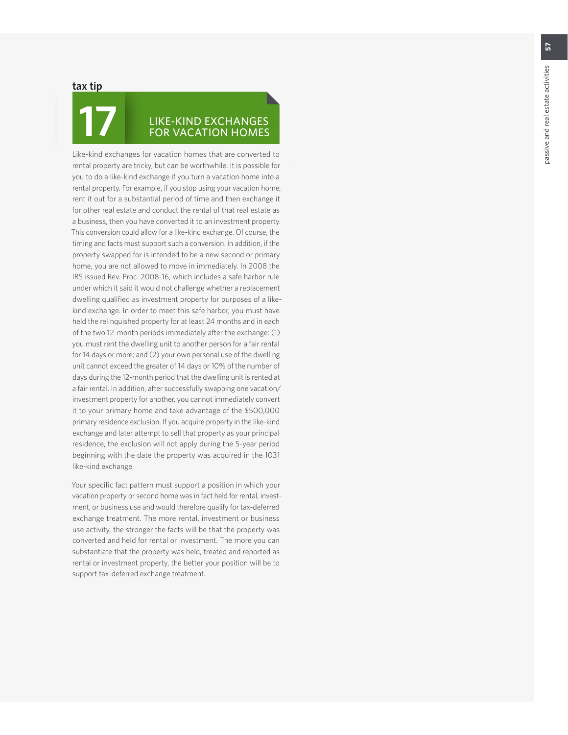tax tip

## 17 LIKE-KIND EXCHANGES FOR VACATION HOMES

Like-kind exchanges for vacation homes that are converted to rental property are tricky, but can be worthwhile. It is possible for you to do a like-kind exchange if you turn a vacation home into a rental property. For example, if you stop using your vacation home, rent it out for a substantial period of time and then exchange it for other real estate and conduct the rental of that real estate as a business, then you have converted it to an investment property. This conversion could allow for a like-kind exchange. Of course, the timing and facts must support such a conversion. In addition, if the property swapped for is intended to be a new second or primary home, you are not allowed to move in immediately. In 2008 the IRS issued Rev. Proc. 2008-16, which includes a safe harbor rule under which it said it would not challenge whether a replacement dwelling qualified as investment property for purposes of a like-kind exchange. In order to meet this safe harbor, you must have held the relinquished property for at least 24 months and in each of the two 12-month periods immediately after the exchange: (1) you must rent the dwelling unit to another person for a fair rental for 14 days or more; and (2) your own personal use of the dwelling unit cannot exceed the greater of 14 days or 10% of the number of days during the 12-month period that the dwelling unit is rented at a fair rental. In addition, after successfully swapping one vacation/investment property for another, you cannot immediately convert it to your primary home and take advantage of the $500,000 primary residence exclusion. If you acquire property in the like-kind exchange and later attempt to sell that property as your principal residence, the exclusion will not apply during the 5-year period beginning with the date the property was acquired in the 1031 like-kind exchange.

Your specific fact pattern must support a position in which your vacation property or second home was in fact held for rental, investment, or business use and would therefore qualify for tax-deferred exchange treatment. The more rental, investment or business use activity, the stronger the facts will be that the property was converted and held for rental or investment. The more you can substantiate that the property was held, treated and reported as rental or investment property, the better your position will be to support tax-deferred exchange treatment.